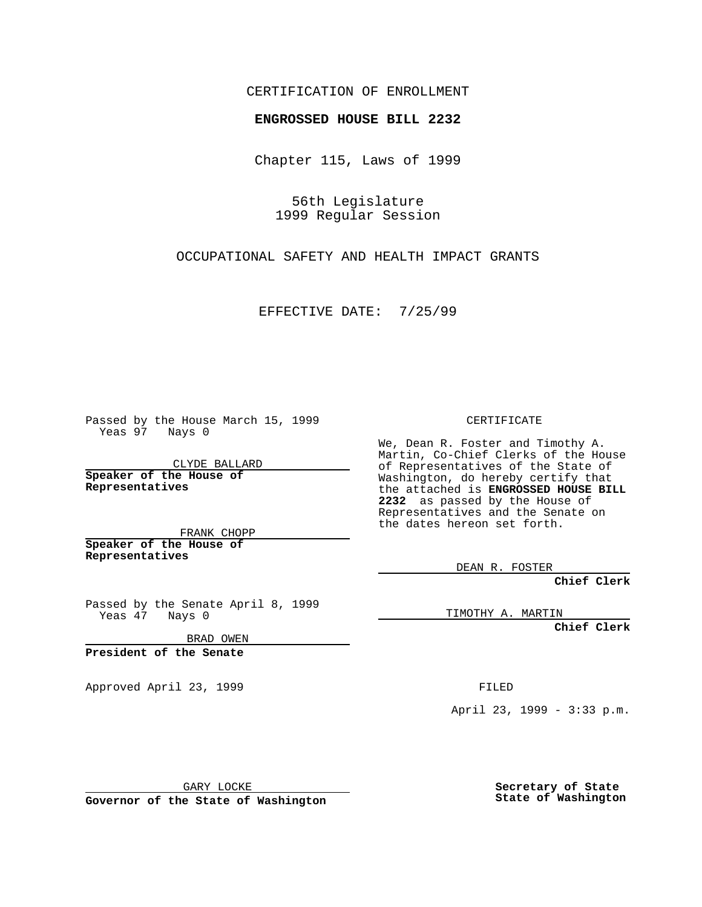CERTIFICATION OF ENROLLMENT

**ENGROSSED HOUSE BILL 2232**

Chapter 115, Laws of 1999

56th Legislature
1999 Regular Session

OCCUPATIONAL SAFETY AND HEALTH IMPACT GRANTS

EFFECTIVE DATE: 7/25/99

Passed by the House March 15, 1999
Yeas 97 Nays 0

CLYDE BALLARD

**Speaker of the House of Representatives**

FRANK CHOPP

**Speaker of the House of Representatives**

Passed by the Senate April 8, 1999
Yeas 47 Nays 0

BRAD OWEN

**President of the Senate**

Approved April 23, 1999

GARY LOCKE

**Governor of the State of Washington**

CERTIFICATE

We, Dean R. Foster and Timothy A. Martin, Co-Chief Clerks of the House of Representatives of the State of Washington, do hereby certify that the attached is **ENGROSSED HOUSE BILL 2232** as passed by the House of Representatives and the Senate on the dates hereon set forth.

DEAN R. FOSTER

**Chief Clerk**

TIMOTHY A. MARTIN

**Chief Clerk**

FILED

April 23, 1999 - 3:33 p.m.

**Secretary of State**
**State of Washington**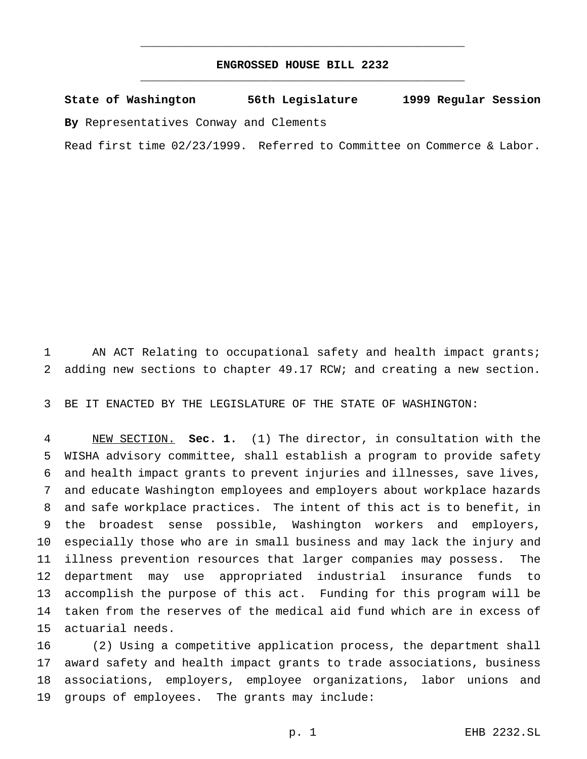# ENGROSSED HOUSE BILL 2232

**State of Washington 56th Legislature 1999 Regular Session**

**By** Representatives Conway and Clements

Read first time 02/23/1999. Referred to Committee on Commerce & Labor.

AN ACT Relating to occupational safety and health impact grants; adding new sections to chapter 49.17 RCW; and creating a new section.

BE IT ENACTED BY THE LEGISLATURE OF THE STATE OF WASHINGTON:

NEW SECTION. **Sec. 1.** (1) The director, in consultation with the WISHA advisory committee, shall establish a program to provide safety and health impact grants to prevent injuries and illnesses, save lives, and educate Washington employees and employers about workplace hazards and safe workplace practices. The intent of this act is to benefit, in the broadest sense possible, Washington workers and employers, especially those who are in small business and may lack the injury and illness prevention resources that larger companies may possess. The department may use appropriated industrial insurance funds to accomplish the purpose of this act. Funding for this program will be taken from the reserves of the medical aid fund which are in excess of actuarial needs.

(2) Using a competitive application process, the department shall award safety and health impact grants to trade associations, business associations, employers, employee organizations, labor unions and groups of employees. The grants may include: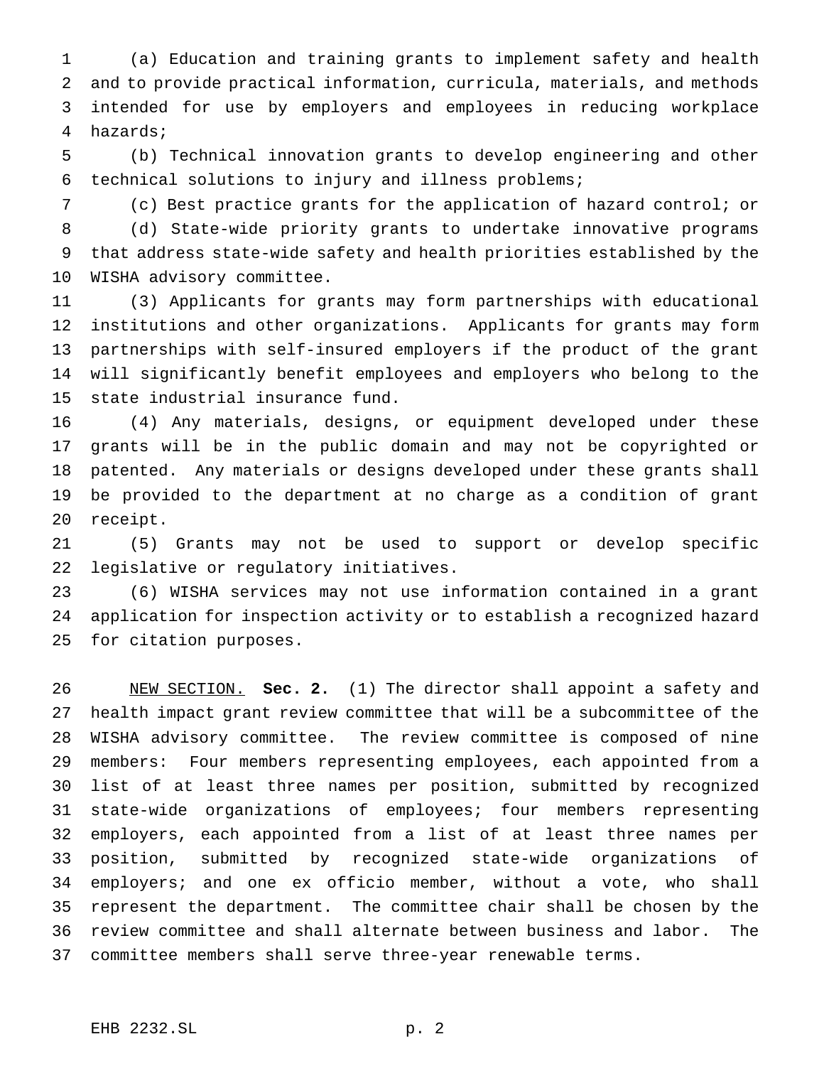(a) Education and training grants to implement safety and health and to provide practical information, curricula, materials, and methods intended for use by employers and employees in reducing workplace hazards;

(b) Technical innovation grants to develop engineering and other technical solutions to injury and illness problems;

(c) Best practice grants for the application of hazard control; or

(d) State-wide priority grants to undertake innovative programs that address state-wide safety and health priorities established by the WISHA advisory committee.

(3) Applicants for grants may form partnerships with educational institutions and other organizations. Applicants for grants may form partnerships with self-insured employers if the product of the grant will significantly benefit employees and employers who belong to the state industrial insurance fund.

(4) Any materials, designs, or equipment developed under these grants will be in the public domain and may not be copyrighted or patented. Any materials or designs developed under these grants shall be provided to the department at no charge as a condition of grant receipt.

(5) Grants may not be used to support or develop specific legislative or regulatory initiatives.

(6) WISHA services may not use information contained in a grant application for inspection activity or to establish a recognized hazard for citation purposes.

NEW SECTION. **Sec. 2.** (1) The director shall appoint a safety and health impact grant review committee that will be a subcommittee of the WISHA advisory committee. The review committee is composed of nine members: Four members representing employees, each appointed from a list of at least three names per position, submitted by recognized state-wide organizations of employees; four members representing employers, each appointed from a list of at least three names per position, submitted by recognized state-wide organizations of employers; and one ex officio member, without a vote, who shall represent the department. The committee chair shall be chosen by the review committee and shall alternate between business and labor. The committee members shall serve three-year renewable terms.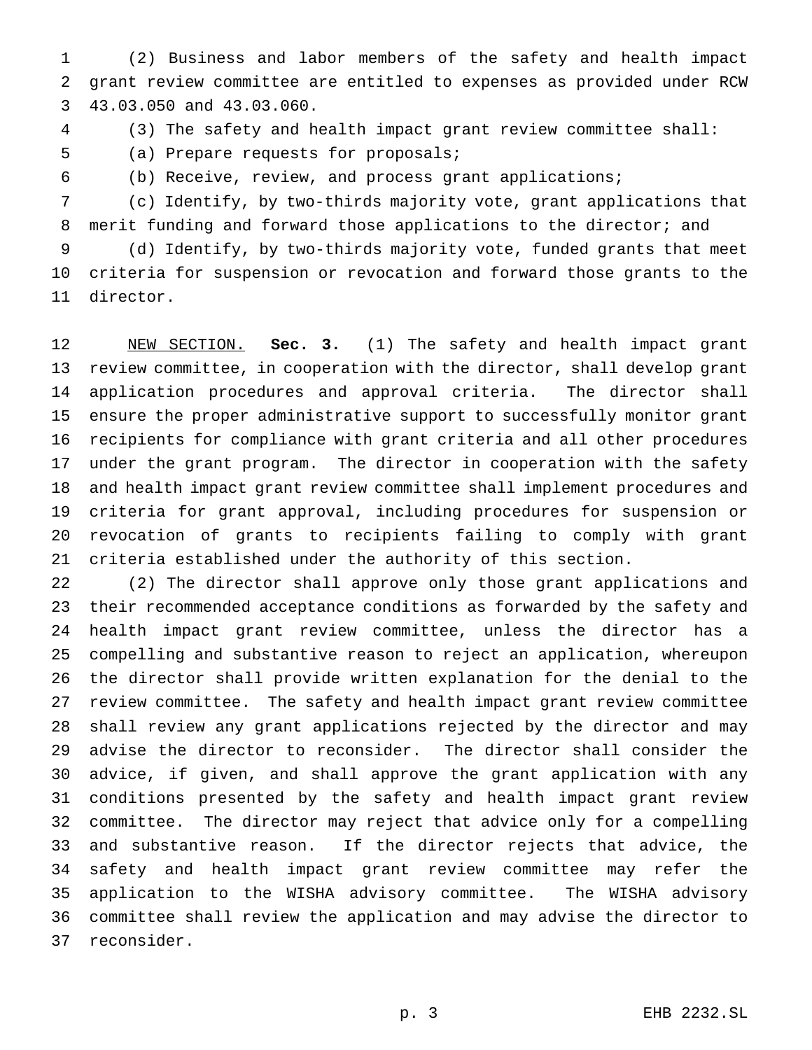(2) Business and labor members of the safety and health impact grant review committee are entitled to expenses as provided under RCW 43.03.050 and 43.03.060.

(3) The safety and health impact grant review committee shall:

(a) Prepare requests for proposals;

(b) Receive, review, and process grant applications;

(c) Identify, by two-thirds majority vote, grant applications that merit funding and forward those applications to the director; and

(d) Identify, by two-thirds majority vote, funded grants that meet criteria for suspension or revocation and forward those grants to the director.

NEW SECTION. **Sec. 3.** (1) The safety and health impact grant review committee, in cooperation with the director, shall develop grant application procedures and approval criteria. The director shall ensure the proper administrative support to successfully monitor grant recipients for compliance with grant criteria and all other procedures under the grant program. The director in cooperation with the safety and health impact grant review committee shall implement procedures and criteria for grant approval, including procedures for suspension or revocation of grants to recipients failing to comply with grant criteria established under the authority of this section.

(2) The director shall approve only those grant applications and their recommended acceptance conditions as forwarded by the safety and health impact grant review committee, unless the director has a compelling and substantive reason to reject an application, whereupon the director shall provide written explanation for the denial to the review committee. The safety and health impact grant review committee shall review any grant applications rejected by the director and may advise the director to reconsider. The director shall consider the advice, if given, and shall approve the grant application with any conditions presented by the safety and health impact grant review committee. The director may reject that advice only for a compelling and substantive reason. If the director rejects that advice, the safety and health impact grant review committee may refer the application to the WISHA advisory committee. The WISHA advisory committee shall review the application and may advise the director to reconsider.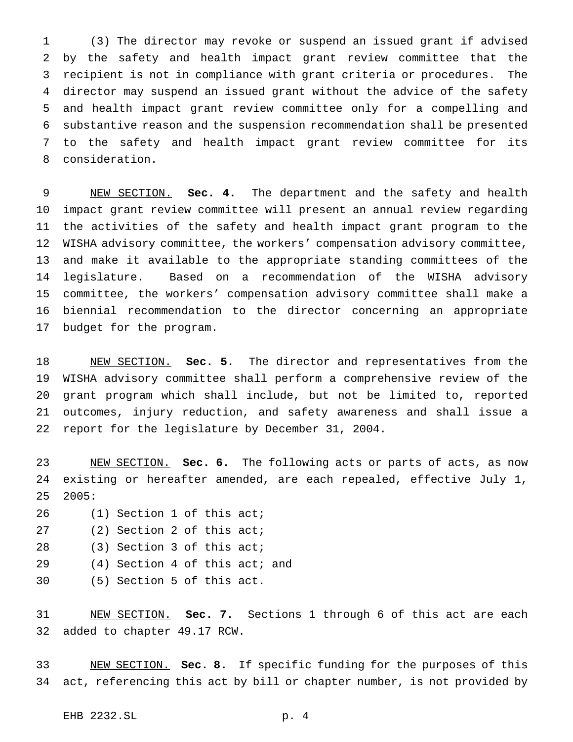(3) The director may revoke or suspend an issued grant if advised by the safety and health impact grant review committee that the recipient is not in compliance with grant criteria or procedures. The director may suspend an issued grant without the advice of the safety and health impact grant review committee only for a compelling and substantive reason and the suspension recommendation shall be presented to the safety and health impact grant review committee for its consideration.

NEW SECTION. **Sec. 4.** The department and the safety and health impact grant review committee will present an annual review regarding the activities of the safety and health impact grant program to the WISHA advisory committee, the workers' compensation advisory committee, and make it available to the appropriate standing committees of the legislature. Based on a recommendation of the WISHA advisory committee, the workers' compensation advisory committee shall make a biennial recommendation to the director concerning an appropriate budget for the program.

NEW SECTION. **Sec. 5.** The director and representatives from the WISHA advisory committee shall perform a comprehensive review of the grant program which shall include, but not be limited to, reported outcomes, injury reduction, and safety awareness and shall issue a report for the legislature by December 31, 2004.

NEW SECTION. **Sec. 6.** The following acts or parts of acts, as now existing or hereafter amended, are each repealed, effective July 1, 2005:

(1) Section 1 of this act;

(2) Section 2 of this act;

(3) Section 3 of this act;

(4) Section 4 of this act; and

(5) Section 5 of this act.

NEW SECTION. **Sec. 7.** Sections 1 through 6 of this act are each added to chapter 49.17 RCW.

NEW SECTION. **Sec. 8.** If specific funding for the purposes of this act, referencing this act by bill or chapter number, is not provided by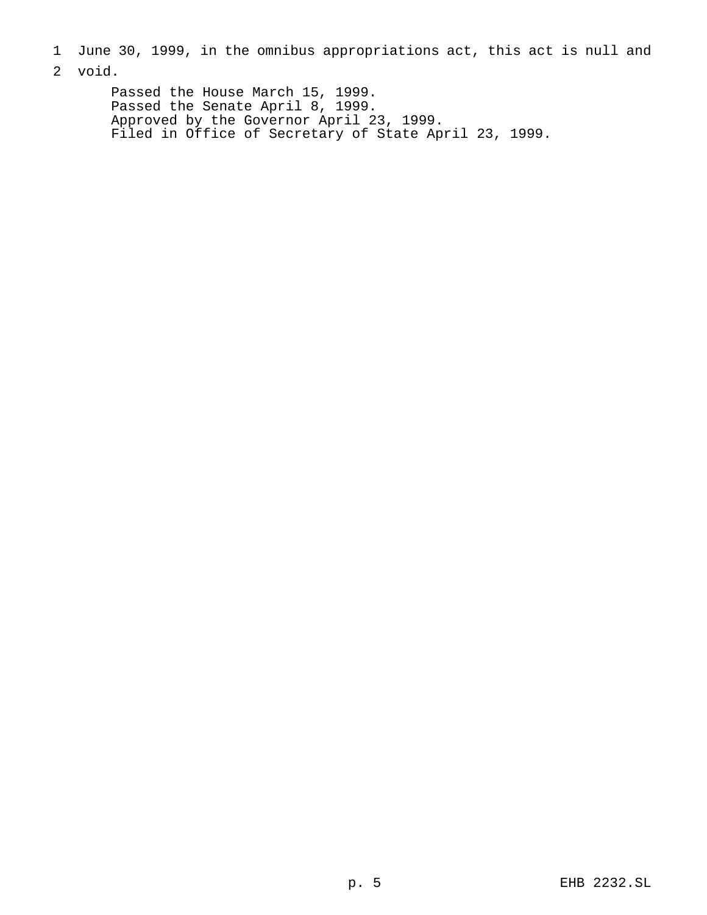June 30, 1999, in the omnibus appropriations act, this act is null and void.

Passed the House March 15, 1999.
Passed the Senate April 8, 1999.
Approved by the Governor April 23, 1999.
Filed in Office of Secretary of State April 23, 1999.